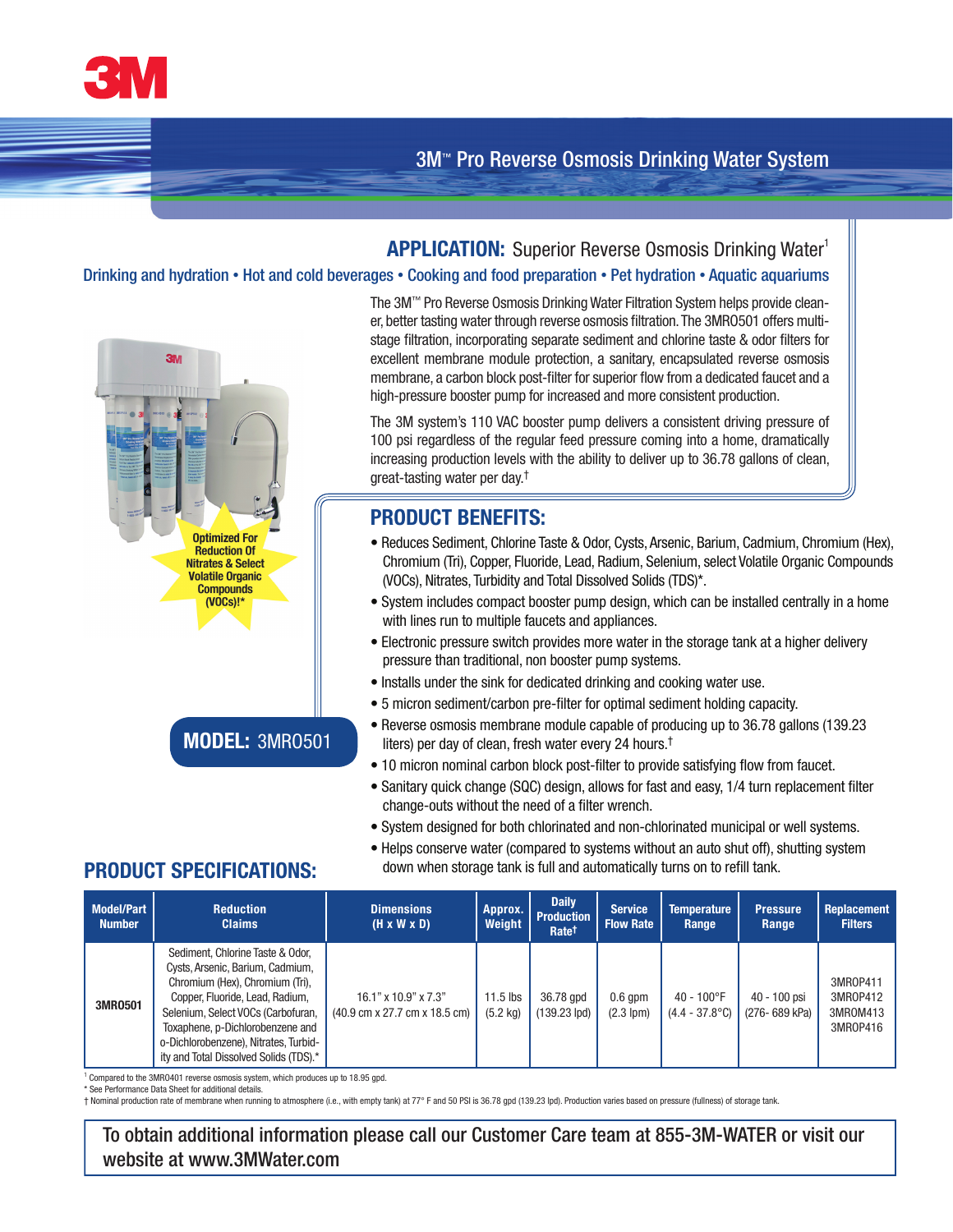# 3M™ Pro Reverse Osmosis Drinking Water System

## APPLICATION: Superior Reverse Osmosis Drinking Water[1]

Drinking and hydration • Hot and cold beverages • Cooking and food preparation • Pet hydration • Aquatic aquariums

The 3M™ Pro Reverse Osmosis Drinking Water Filtration System helps provide cleaner, better tasting water through reverse osmosis filtration. The 3MRO501 offers multi-stage filtration, incorporating separate sediment and chlorine taste & odor filters for excellent membrane module protection, a sanitary, encapsulated reverse osmosis membrane, a carbon block post-filter for superior flow from a dedicated faucet and a high-pressure booster pump for increased and more consistent production.

The 3M system's 110 VAC booster pump delivers a consistent driving pressure of 100 psi regardless of the regular feed pressure coming into a home, dramatically increasing production levels with the ability to deliver up to 36.78 gallons of clean, great-tasting water per day.†

Optimized For Reduction Of Nitrates & Select Volatile Organic Compounds (VOCs)!*

**MODEL:** 3MRO501

## PRODUCT BENEFITS:

- Reduces Sediment, Chlorine Taste & Odor, Cysts, Arsenic, Barium, Cadmium, Chromium (Hex), Chromium (Tri), Copper, Fluoride, Lead, Radium, Selenium, select Volatile Organic Compounds (VOCs), Nitrates, Turbidity and Total Dissolved Solids (TDS)*.
- System includes compact booster pump design, which can be installed centrally in a home with lines run to multiple faucets and appliances.
- Electronic pressure switch provides more water in the storage tank at a higher delivery pressure than traditional, non booster pump systems.
- Installs under the sink for dedicated drinking and cooking water use.
- 5 micron sediment/carbon pre-filter for optimal sediment holding capacity.
- Reverse osmosis membrane module capable of producing up to 36.78 gallons (139.23 liters) per day of clean, fresh water every 24 hours.†
- 10 micron nominal carbon block post-filter to provide satisfying flow from faucet.
- Sanitary quick change (SQC) design, allows for fast and easy, 1/4 turn replacement filter change-outs without the need of a filter wrench.
- System designed for both chlorinated and non-chlorinated municipal or well systems.
- Helps conserve water (compared to systems without an auto shut off), shutting system down when storage tank is full and automatically turns on to refill tank.

## PRODUCT SPECIFICATIONS:

| Model/Part Number | Reduction Claims | Dimensions (H x W x D) | Approx. Weight | Daily Production Rate† | Service Flow Rate | Temperature Range | Pressure Range | Replacement Filters |
|---|---|---|---|---|---|---|---|---|
| 3MRO501 | Sediment, Chlorine Taste & Odor, Cysts, Arsenic, Barium, Cadmium, Chromium (Hex), Chromium (Tri), Copper, Fluoride, Lead, Radium, Selenium, Select VOCs (Carbofuran, Toxaphene, p-Dichlorobenzene and o-Dichlorobenzene), Nitrates, Turbidity and Total Dissolved Solids (TDS).* | 16.1" x 10.9" x 7.3" (40.9 cm x 27.7 cm x 18.5 cm) | 11.5 lbs (5.2 kg) | 36.78 gpd (139.23 lpd) | 0.6 gpm (2.3 lpm) | 40 - 100°F (4.4 - 37.8°C) | 40 - 100 psi (276- 689 kPa) | 3MROP411 3MROP412 3MROM413 3MROP416 |

[1] Compared to the 3MRO401 reverse osmosis system, which produces up to 18.95 gpd.

\* See Performance Data Sheet for additional details.

† Nominal production rate of membrane when running to atmosphere (i.e., with empty tank) at 77° F and 50 PSI is 36.78 gpd (139.23 lpd). Production varies based on pressure (fullness) of storage tank.

To obtain additional information please call our Customer Care team at 855-3M-WATER or visit our website at www.3MWater.com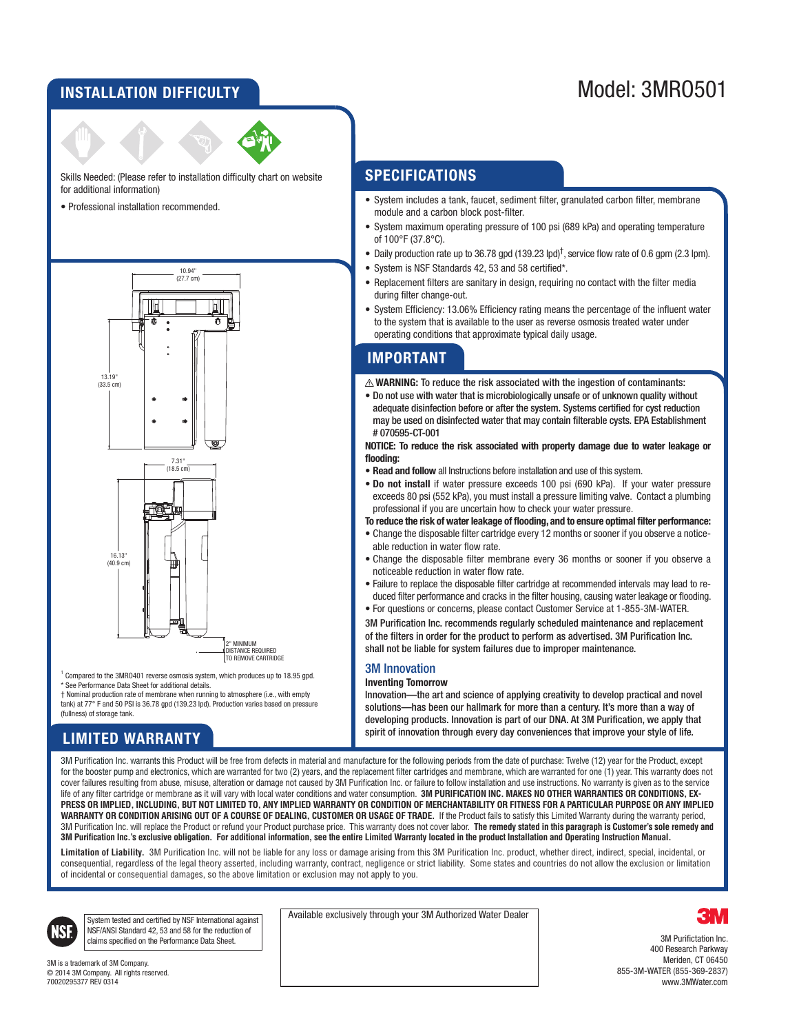Model: 3MRO501

## INSTALLATION DIFFICULTY

Skills Needed: (Please refer to installation difficulty chart on website for additional information)

- Professional installation recommended.

10.94"
(27.7 cm)

13.19"
(33.5 cm)

7.31"
(18.5 cm)

16.13"
(40.9 cm)

2" MINIMUM
DISTANCE REQUIRED
TO REMOVE CARTRIDGE

[1] Compared to the 3MRO401 reverse osmosis system, which produces up to 18.95 gpd.
* See Performance Data Sheet for additional details.
† Nominal production rate of membrane when running to atmosphere (i.e., with empty tank) at 77° F and 50 PSI is 36.78 gpd (139.23 lpd). Production varies based on pressure (fullness) of storage tank.

## SPECIFICATIONS

- System includes a tank, faucet, sediment filter, granulated carbon filter, membrane module and a carbon block post-filter.
- System maximum operating pressure of 100 psi (689 kPa) and operating temperature of 100°F (37.8°C).
- Daily production rate up to 36.78 gpd (139.23 lpd)†, service flow rate of 0.6 gpm (2.3 lpm).
- System is NSF Standards 42, 53 and 58 certified*.
- Replacement filters are sanitary in design, requiring no contact with the filter media during filter change-out.
- System Efficiency: 13.06% Efficiency rating means the percentage of the influent water to the system that is available to the user as reverse osmosis treated water under operating conditions that approximate typical daily usage.

## IMPORTANT

⚠ **WARNING:** To reduce the risk associated with the ingestion of contaminants:

- Do not use with water that is microbiologically unsafe or of unknown quality without adequate disinfection before or after the system. Systems certified for cyst reduction may be used on disinfected water that may contain filterable cysts. EPA Establishment # 070595-CT-001

**NOTICE: To reduce the risk associated with property damage due to water leakage or flooding:**

- **Read and follow** all Instructions before installation and use of this system.
- **Do not install** if water pressure exceeds 100 psi (690 kPa). If your water pressure exceeds 80 psi (552 kPa), you must install a pressure limiting valve. Contact a plumbing professional if you are uncertain how to check your water pressure.

**To reduce the risk of water leakage of flooding, and to ensure optimal filter performance:**

- Change the disposable filter cartridge every 12 months or sooner if you observe a noticeable reduction in water flow rate.
- Change the disposable filter membrane every 36 months or sooner if you observe a noticeable reduction in water flow rate.
- Failure to replace the disposable filter cartridge at recommended intervals may lead to reduced filter performance and cracks in the filter housing, causing water leakage or flooding.
- For questions or concerns, please contact Customer Service at 1-855-3M-WATER.

3M Purification Inc. recommends regularly scheduled maintenance and replacement of the filters in order for the product to perform as advertised. 3M Purification Inc. shall not be liable for system failures due to improper maintenance.

### 3M Innovation

**Inventing Tomorrow**

Innovation—the art and science of applying creativity to develop practical and novel solutions—has been our hallmark for more than a century. It's more than a way of developing products. Innovation is part of our DNA. At 3M Purification, we apply that spirit of innovation through every day conveniences that improve your style of life.

## LIMITED WARRANTY

3M Purification Inc. warrants this Product will be free from defects in material and manufacture for the following periods from the date of purchase: Twelve (12) year for the Product, except for the booster pump and electronics, which are warranted for two (2) years, and the replacement filter cartridges and membrane, which are warranted for one (1) year. This warranty does not cover failures resulting from abuse, misuse, alteration or damage not caused by 3M Purification Inc. or failure to follow installation and use instructions. No warranty is given as to the service life of any filter cartridge or membrane as it will vary with local water conditions and water consumption. **3M PURIFICATION INC. MAKES NO OTHER WARRANTIES OR CONDITIONS, EXPRESS OR IMPLIED, INCLUDING, BUT NOT LIMITED TO, ANY IMPLIED WARRANTY OR CONDITION OF MERCHANTABILITY OR FITNESS FOR A PARTICULAR PURPOSE OR ANY IMPLIED WARRANTY OR CONDITION ARISING OUT OF A COURSE OF DEALING, CUSTOMER OR USAGE OF TRADE.** If the Product fails to satisfy this Limited Warranty during the warranty period, 3M Purification Inc. will replace the Product or refund your Product purchase price. This warranty does not cover labor. **The remedy stated in this paragraph is Customer's sole remedy and 3M Purification Inc.'s exclusive obligation. For additional information, see the entire Limited Warranty located in the product Installation and Operating Instruction Manual.**

**Limitation of Liability.** 3M Purification Inc. will not be liable for any loss or damage arising from this 3M Purification Inc. product, whether direct, indirect, special, incidental, or consequential, regardless of the legal theory asserted, including warranty, contract, negligence or strict liability. Some states and countries do not allow the exclusion or limitation of incidental or consequential damages, so the above limitation or exclusion may not apply to you.

System tested and certified by NSF International against NSF/ANSI Standard 42, 53 and 58 for the reduction of claims specified on the Performance Data Sheet.

Available exclusively through your 3M Authorized Water Dealer

3M is a trademark of 3M Company.
© 2014 3M Company. All rights reserved.
70020295377 REV 0314

3M Purifictation Inc.
400 Research Parkway
Meriden, CT 06450
855-3M-WATER (855-369-2837)
www.3MWater.com